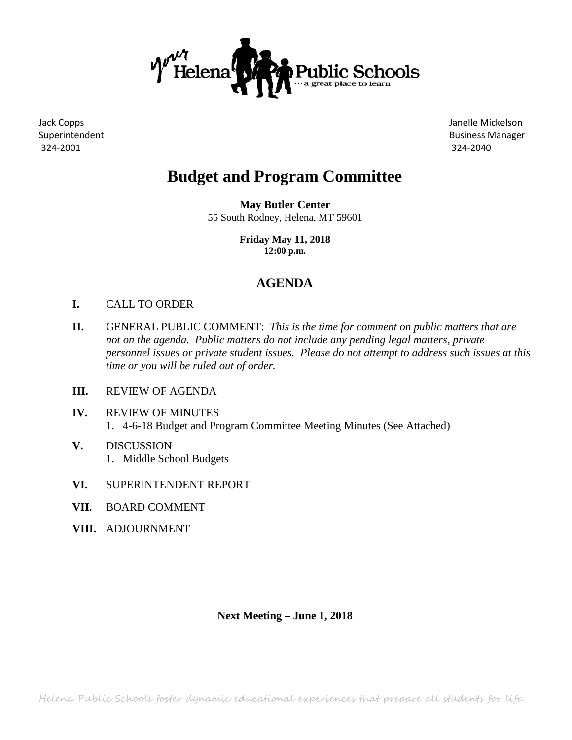your Helena Public Schools
…a great place to learn

Jack Copps
Superintendent
324-2001

Janelle Mickelson
Business Manager
324-2040

# Budget and Program Committee

**May Butler Center**
55 South Rodney, Helena, MT 59601

**Friday May 11, 2018**
**12:00 p.m.**

## AGENDA

**I.** CALL TO ORDER

**II.** GENERAL PUBLIC COMMENT: *This is the time for comment on public matters that are not on the agenda. Public matters do not include any pending legal matters, private personnel issues or private student issues. Please do not attempt to address such issues at this time or you will be ruled out of order.*

**III.** REVIEW OF AGENDA

**IV.** REVIEW OF MINUTES
1. 4-6-18 Budget and Program Committee Meeting Minutes (See Attached)

**V.** DISCUSSION
1. Middle School Budgets

**VI.** SUPERINTENDENT REPORT

**VII.** BOARD COMMENT

**VIII.** ADJOURNMENT

**Next Meeting – June 1, 2018**

*Helena Public Schools foster dynamic educational experiences that prepare all students for life.*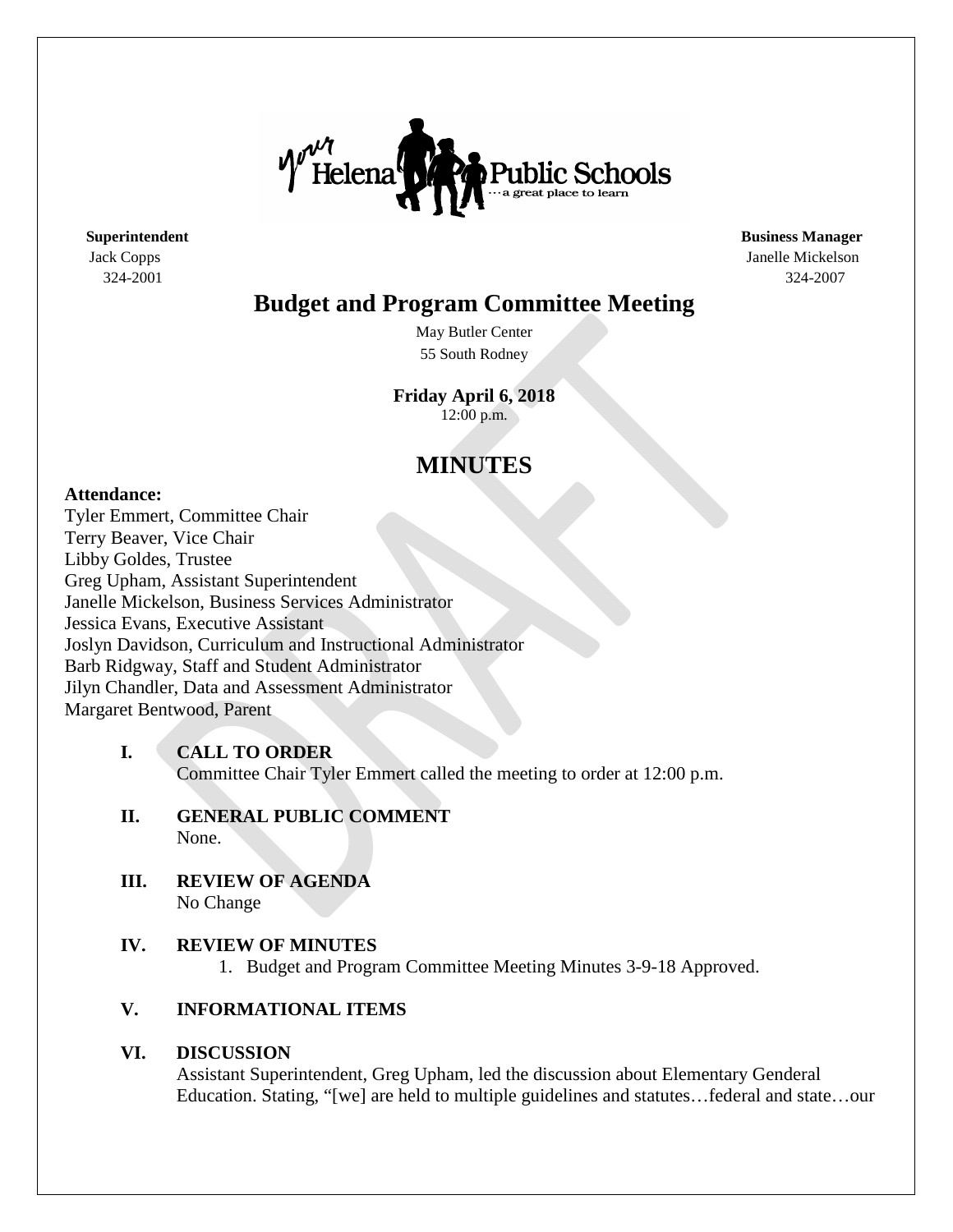Superintendent
Jack Copps
324-2001

Business Manager
Janelle Mickelson
324-2007

# Budget and Program Committee Meeting

May Butler Center
55 South Rodney

**Friday April 6, 2018**
12:00 p.m.

## MINUTES

**Attendance:**
Tyler Emmert, Committee Chair
Terry Beaver, Vice Chair
Libby Goldes, Trustee
Greg Upham, Assistant Superintendent
Janelle Mickelson, Business Services Administrator
Jessica Evans, Executive Assistant
Joslyn Davidson, Curriculum and Instructional Administrator
Barb Ridgway, Staff and Student Administrator
Jilyn Chandler, Data and Assessment Administrator
Margaret Bentwood, Parent

**I. CALL TO ORDER**
Committee Chair Tyler Emmert called the meeting to order at 12:00 p.m.

**II. GENERAL PUBLIC COMMENT**
None.

**III. REVIEW OF AGENDA**
No Change

**IV. REVIEW OF MINUTES**
1. Budget and Program Committee Meeting Minutes 3-9-18 Approved.

**V. INFORMATIONAL ITEMS**

**VI. DISCUSSION**
Assistant Superintendent, Greg Upham, led the discussion about Elementary Genderal Education. Stating, "[we] are held to multiple guidelines and statutes…federal and state…our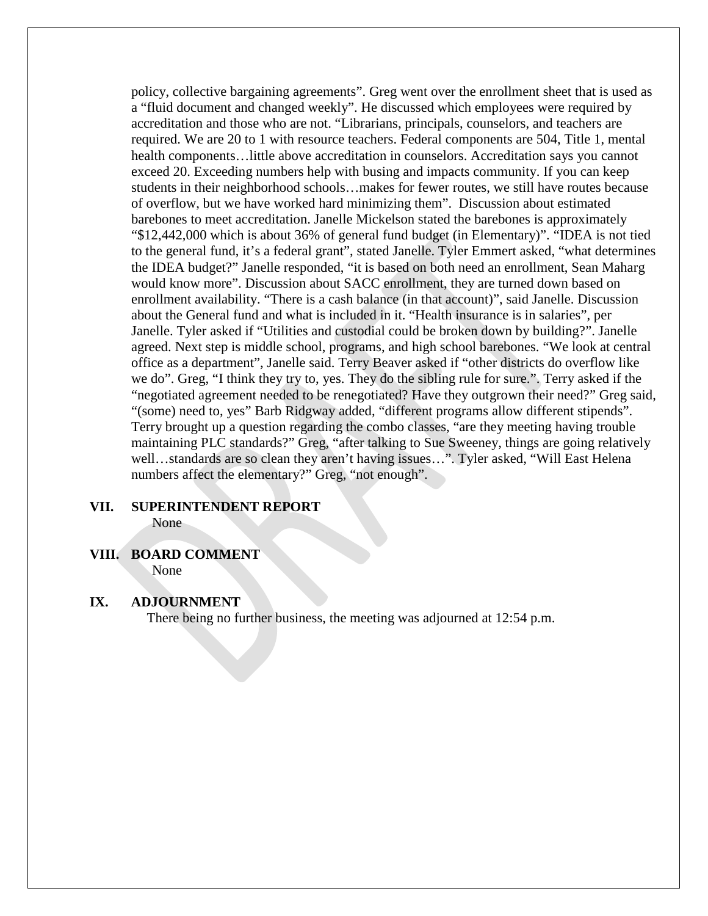policy, collective bargaining agreements". Greg went over the enrollment sheet that is used as a "fluid document and changed weekly". He discussed which employees were required by accreditation and those who are not. "Librarians, principals, counselors, and teachers are required. We are 20 to 1 with resource teachers. Federal components are 504, Title 1, mental health components…little above accreditation in counselors. Accreditation says you cannot exceed 20. Exceeding numbers help with busing and impacts community. If you can keep students in their neighborhood schools…makes for fewer routes, we still have routes because of overflow, but we have worked hard minimizing them". Discussion about estimated barebones to meet accreditation. Janelle Mickelson stated the barebones is approximately "$12,442,000 which is about 36% of general fund budget (in Elementary)". "IDEA is not tied to the general fund, it's a federal grant", stated Janelle. Tyler Emmert asked, "what determines the IDEA budget?" Janelle responded, "it is based on both need an enrollment, Sean Maharg would know more". Discussion about SACC enrollment, they are turned down based on enrollment availability. "There is a cash balance (in that account)", said Janelle. Discussion about the General fund and what is included in it. "Health insurance is in salaries", per Janelle. Tyler asked if "Utilities and custodial could be broken down by building?". Janelle agreed. Next step is middle school, programs, and high school barebones. "We look at central office as a department", Janelle said. Terry Beaver asked if "other districts do overflow like we do". Greg, "I think they try to, yes. They do the sibling rule for sure.". Terry asked if the "negotiated agreement needed to be renegotiated? Have they outgrown their need?" Greg said, "(some) need to, yes" Barb Ridgway added, "different programs allow different stipends". Terry brought up a question regarding the combo classes, "are they meeting having trouble maintaining PLC standards?" Greg, "after talking to Sue Sweeney, things are going relatively well…standards are so clean they aren't having issues…". Tyler asked, "Will East Helena numbers affect the elementary?" Greg, "not enough".

## VII. SUPERINTENDENT REPORT

None

## VIII. BOARD COMMENT

None

## IX. ADJOURNMENT

There being no further business, the meeting was adjourned at 12:54 p.m.